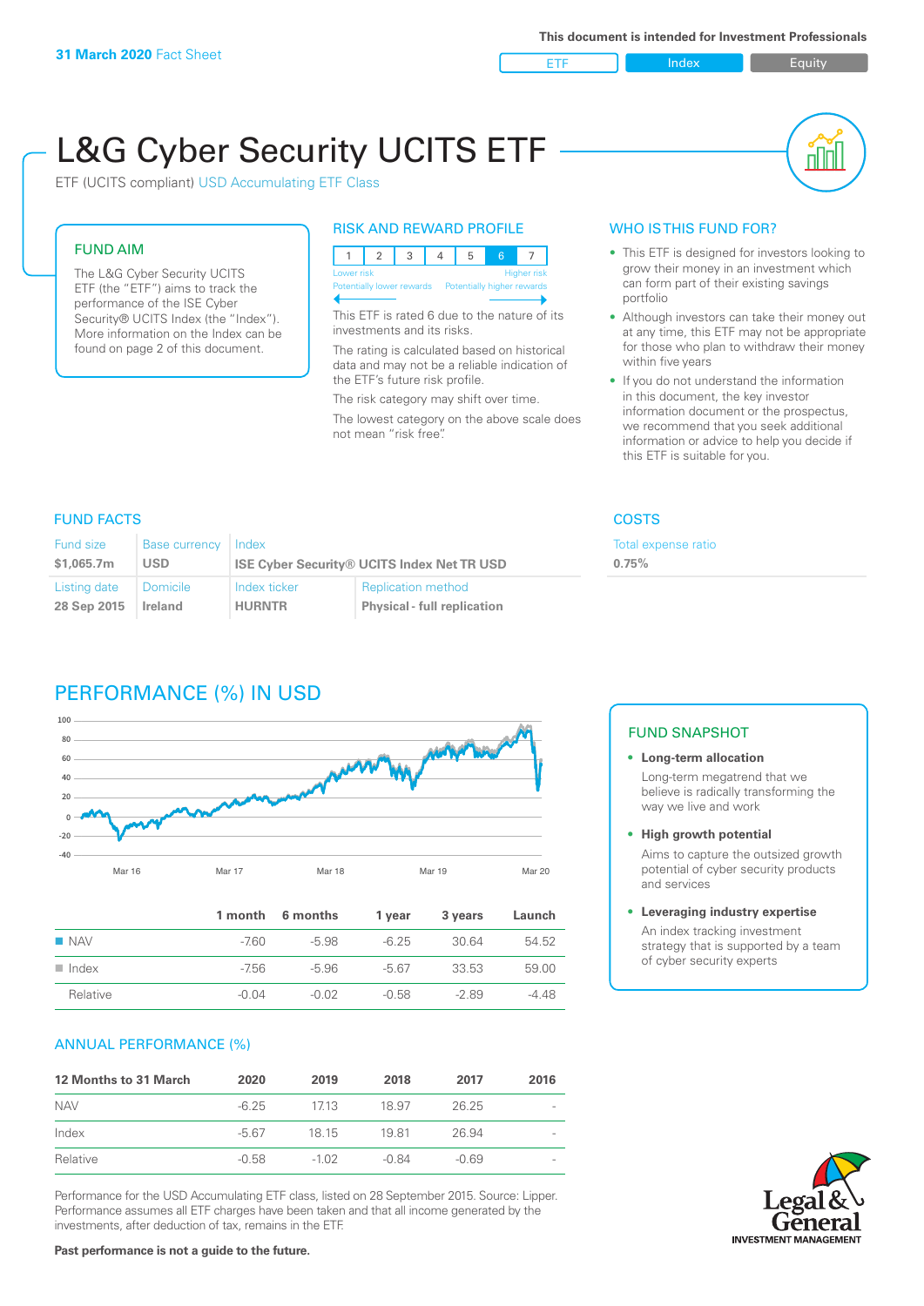**31 March 2020** Fact Sheet

This document is intended for Investment Professionals

ETF | Index | Equity

# L&G Cyber Security UCITS ETF

ETF (UCITS compliant) USD Accumulating ETF Class

## FUND AIM

The L&G Cyber Security UCITS ETF (the "ETF") aims to track the performance of the ISE Cyber Security® UCITS Index (the "Index"). More information on the Index can be found on page 2 of this document.

## RISK AND REWARD PROFILE

| 1 | 2 | 3 | 4 | 5 | 6 | 7 |
|---|---|---|---|---|---|---|

Lower risk — Higher risk
Potentially lower rewards — Potentially higher rewards

This ETF is rated 6 due to the nature of its investments and its risks.

The rating is calculated based on historical data and may not be a reliable indication of the ETF's future risk profile.

The risk category may shift over time.

The lowest category on the above scale does not mean "risk free".

## WHO IS THIS FUND FOR?

- This ETF is designed for investors looking to grow their money in an investment which can form part of their existing savings portfolio
- Although investors can take their money out at any time, this ETF may not be appropriate for those who plan to withdraw their money within five years
- If you do not understand the information in this document, the key investor information document or the prospectus, we recommend that you seek additional information or advice to help you decide if this ETF is suitable for you.

## FUND FACTS

| Fund size | Base currency | Index | |
|---|---|---|---|
| **$1,065.7m** | **USD** | **ISE Cyber Security® UCITS Index Net TR USD** | |
| Listing date | Domicile | Index ticker | Replication method |
| **28 Sep 2015** | **Ireland** | **HURNTR** | **Physical - full replication** |

## COSTS

| Total expense ratio |
|---|
| **0.75%** |

## PERFORMANCE (%) IN USD

| | 1 month | 6 months | 1 year | 3 years | Launch |
|---|---|---|---|---|---|
| NAV | -7.60 | -5.98 | -6.25 | 30.64 | 54.52 |
| Index | -7.56 | -5.96 | -5.67 | 33.53 | 59.00 |
| Relative | -0.04 | -0.02 | -0.58 | -2.89 | -4.48 |

## FUND SNAPSHOT

- **Long-term allocation**
  Long-term megatrend that we believe is radically transforming the way we live and work
- **High growth potential**
  Aims to capture the outsized growth potential of cyber security products and services
- **Leveraging industry expertise**
  An index tracking investment strategy that is supported by a team of cyber security experts

## ANNUAL PERFORMANCE (%)

| 12 Months to 31 March | 2020 | 2019 | 2018 | 2017 | 2016 |
|---|---|---|---|---|---|
| NAV | -6.25 | 17.13 | 18.97 | 26.25 | - |
| Index | -5.67 | 18.15 | 19.81 | 26.94 | - |
| Relative | -0.58 | -1.02 | -0.84 | -0.69 | - |

Performance for the USD Accumulating ETF class, listed on 28 September 2015. Source: Lipper. Performance assumes all ETF charges have been taken and that all income generated by the investments, after deduction of tax, remains in the ETF.

**Past performance is not a guide to the future.**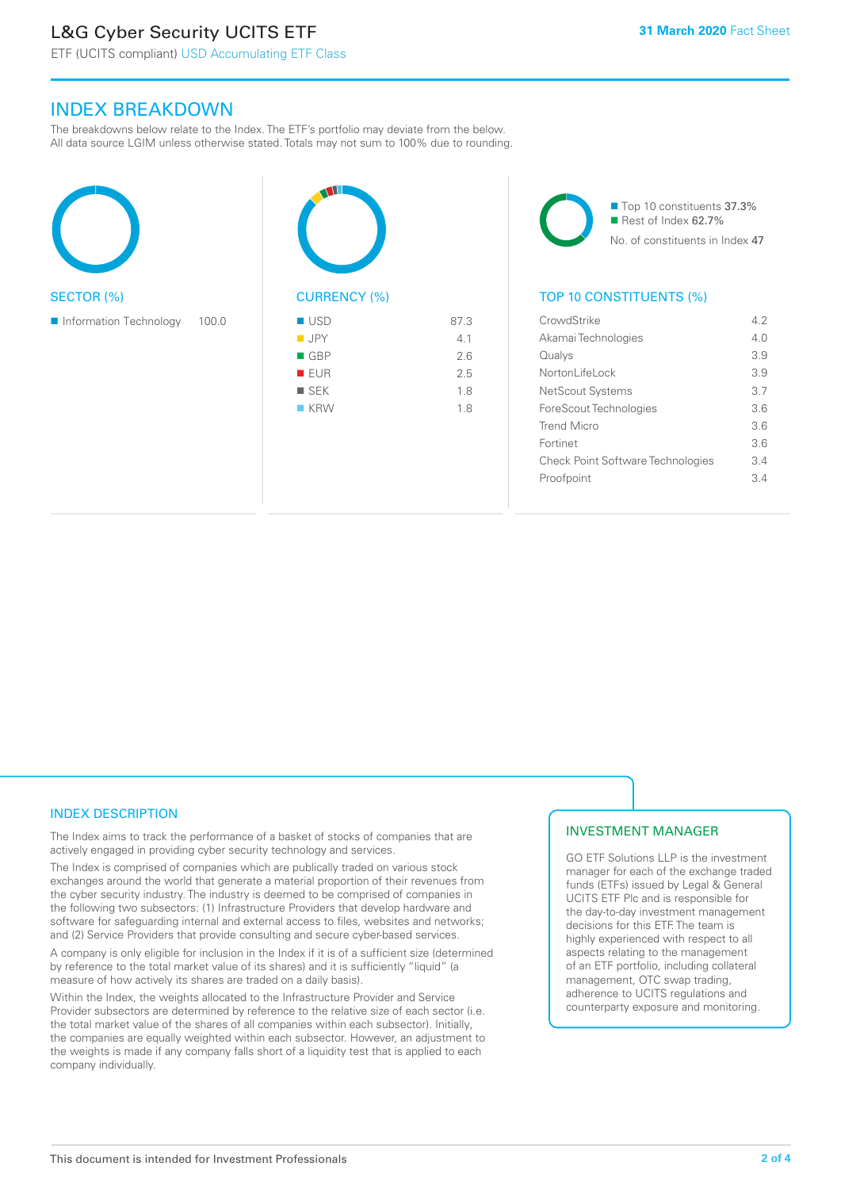# L&G Cyber Security UCITS ETF

ETF (UCITS compliant) USD Accumulating ETF Class

**31 March 2020** Fact Sheet

## INDEX BREAKDOWN

The breakdowns below relate to the Index. The ETF's portfolio may deviate from the below. All data source LGIM unless otherwise stated. Totals may not sum to 100% due to rounding.

### SECTOR (%)

| Sector | % |
|---|---|
| Information Technology | 100.0 |

### CURRENCY (%)

| Currency | % |
|---|---|
| USD | 87.3 |
| JPY | 4.1 |
| GBP | 2.6 |
| EUR | 2.5 |
| SEK | 1.8 |
| KRW | 1.8 |

- Top 10 constituents 37.3%
- Rest of Index 62.7%

No. of constituents in Index 47

### TOP 10 CONSTITUENTS (%)

| Constituent | % |
|---|---|
| CrowdStrike | 4.2 |
| Akamai Technologies | 4.0 |
| Qualys | 3.9 |
| NortonLifeLock | 3.9 |
| NetScout Systems | 3.7 |
| ForeScout Technologies | 3.6 |
| Trend Micro | 3.6 |
| Fortinet | 3.6 |
| Check Point Software Technologies | 3.4 |
| Proofpoint | 3.4 |

## INDEX DESCRIPTION

The Index aims to track the performance of a basket of stocks of companies that are actively engaged in providing cyber security technology and services.

The Index is comprised of companies which are publically traded on various stock exchanges around the world that generate a material proportion of their revenues from the cyber security industry. The industry is deemed to be comprised of companies in the following two subsectors: (1) Infrastructure Providers that develop hardware and software for safeguarding internal and external access to files, websites and networks; and (2) Service Providers that provide consulting and secure cyber-based services.

A company is only eligible for inclusion in the Index if it is of a sufficient size (determined by reference to the total market value of its shares) and it is sufficiently "liquid" (a measure of how actively its shares are traded on a daily basis).

Within the Index, the weights allocated to the Infrastructure Provider and Service Provider subsectors are determined by reference to the relative size of each sector (i.e. the total market value of the shares of all companies within each subsector). Initially, the companies are equally weighted within each subsector. However, an adjustment to the weights is made if any company falls short of a liquidity test that is applied to each company individually.

## INVESTMENT MANAGER

GO ETF Solutions LLP is the investment manager for each of the exchange traded funds (ETFs) issued by Legal & General UCITS ETF Plc and is responsible for the day-to-day investment management decisions for this ETF. The team is highly experienced with respect to all aspects relating to the management of an ETF portfolio, including collateral management, OTC swap trading, adherence to UCITS regulations and counterparty exposure and monitoring.

This document is intended for Investment Professionals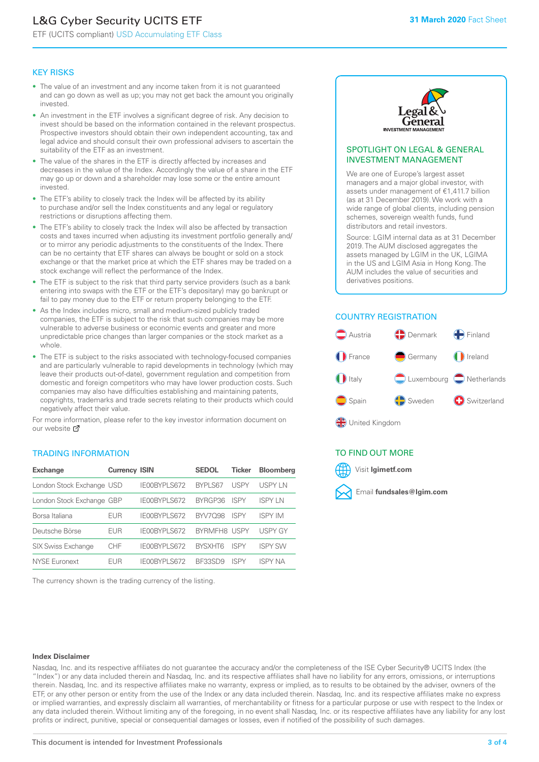# L&G Cyber Security UCITS ETF

ETF (UCITS compliant) USD Accumulating ETF Class

**31 March 2020** Fact Sheet

## KEY RISKS

- The value of an investment and any income taken from it is not guaranteed and can go down as well as up; you may not get back the amount you originally invested.
- An investment in the ETF involves a significant degree of risk. Any decision to invest should be based on the information contained in the relevant prospectus. Prospective investors should obtain their own independent accounting, tax and legal advice and should consult their own professional advisers to ascertain the suitability of the ETF as an investment.
- The value of the shares in the ETF is directly affected by increases and decreases in the value of the Index. Accordingly the value of a share in the ETF may go up or down and a shareholder may lose some or the entire amount invested.
- The ETF's ability to closely track the Index will be affected by its ability to purchase and/or sell the Index constituents and any legal or regulatory restrictions or disruptions affecting them.
- The ETF's ability to closely track the Index will also be affected by transaction costs and taxes incurred when adjusting its investment portfolio generally and/or to mirror any periodic adjustments to the constituents of the Index. There can be no certainty that ETF shares can always be bought or sold on a stock exchange or that the market price at which the ETF shares may be traded on a stock exchange will reflect the performance of the Index.
- The ETF is subject to the risk that third party service providers (such as a bank entering into swaps with the ETF or the ETF's depositary) may go bankrupt or fail to pay money due to the ETF or return property belonging to the ETF.
- As the Index includes micro, small and medium-sized publicly traded companies, the ETF is subject to the risk that such companies may be more vulnerable to adverse business or economic events and greater and more unpredictable price changes than larger companies or the stock market as a whole.
- The ETF is subject to the risks associated with technology-focused companies and are particularly vulnerable to rapid developments in technology (which may leave their products out-of-date), government regulation and competition from domestic and foreign competitors who may have lower production costs. Such companies may also have difficulties establishing and maintaining patents, copyrights, trademarks and trade secrets relating to their products which could negatively affect their value.

For more information, please refer to the key investor information document on our website

## TRADING INFORMATION

| Exchange | Currency | ISIN | SEDOL | Ticker | Bloomberg |
|---|---|---|---|---|---|
| London Stock Exchange | USD | IE00BYPLS672 | BYPLS67 | USPY | USPY LN |
| London Stock Exchange | GBP | IE00BYPLS672 | BYRGP36 | ISPY | ISPY LN |
| Borsa Italiana | EUR | IE00BYPLS672 | BYV7Q98 | ISPY | ISPY IM |
| Deutsche Börse | EUR | IE00BYPLS672 | BYRMFH8 | USPY | USPY GY |
| SIX Swiss Exchange | CHF | IE00BYPLS672 | BYSXHT6 | ISPY | ISPY SW |
| NYSE Euronext | EUR | IE00BYPLS672 | BF33SD9 | ISPY | ISPY NA |

The currency shown is the trading currency of the listing.

## SPOTLIGHT ON LEGAL & GENERAL INVESTMENT MANAGEMENT

We are one of Europe's largest asset managers and a major global investor, with assets under management of €1,411.7 billion (as at 31 December 2019). We work with a wide range of global clients, including pension schemes, sovereign wealth funds, fund distributors and retail investors.

Source: LGIM internal data as at 31 December 2019. The AUM disclosed aggregates the assets managed by LGIM in the UK, LGIMA in the US and LGIM Asia in Hong Kong. The AUM includes the value of securities and derivatives positions.

## COUNTRY REGISTRATION

Austria, Denmark, Finland, France, Germany, Ireland, Italy, Luxembourg, Netherlands, Spain, Sweden, Switzerland, United Kingdom

## TO FIND OUT MORE

Visit **lgimetf.com**

Email **fundsales@lgim.com**

**Index Disclaimer**

Nasdaq, Inc. and its respective affiliates do not guarantee the accuracy and/or the completeness of the ISE Cyber Security® UCITS Index (the "Index") or any data included therein and Nasdaq, Inc. and its respective affiliates shall have no liability for any errors, omissions, or interruptions therein. Nasdaq, Inc. and its respective affiliates make no warranty, express or implied, as to results to be obtained by the adviser, owners of the ETF, or any other person or entity from the use of the Index or any data included therein. Nasdaq, Inc. and its respective affiliates make no express or implied warranties, and expressly disclaim all warranties, of merchantability or fitness for a particular purpose or use with respect to the Index or any data included therein. Without limiting any of the foregoing, in no event shall Nasdaq, Inc. or its respective affiliates have any liability for any lost profits or indirect, punitive, special or consequential damages or losses, even if notified of the possibility of such damages.

This document is intended for Investment Professionals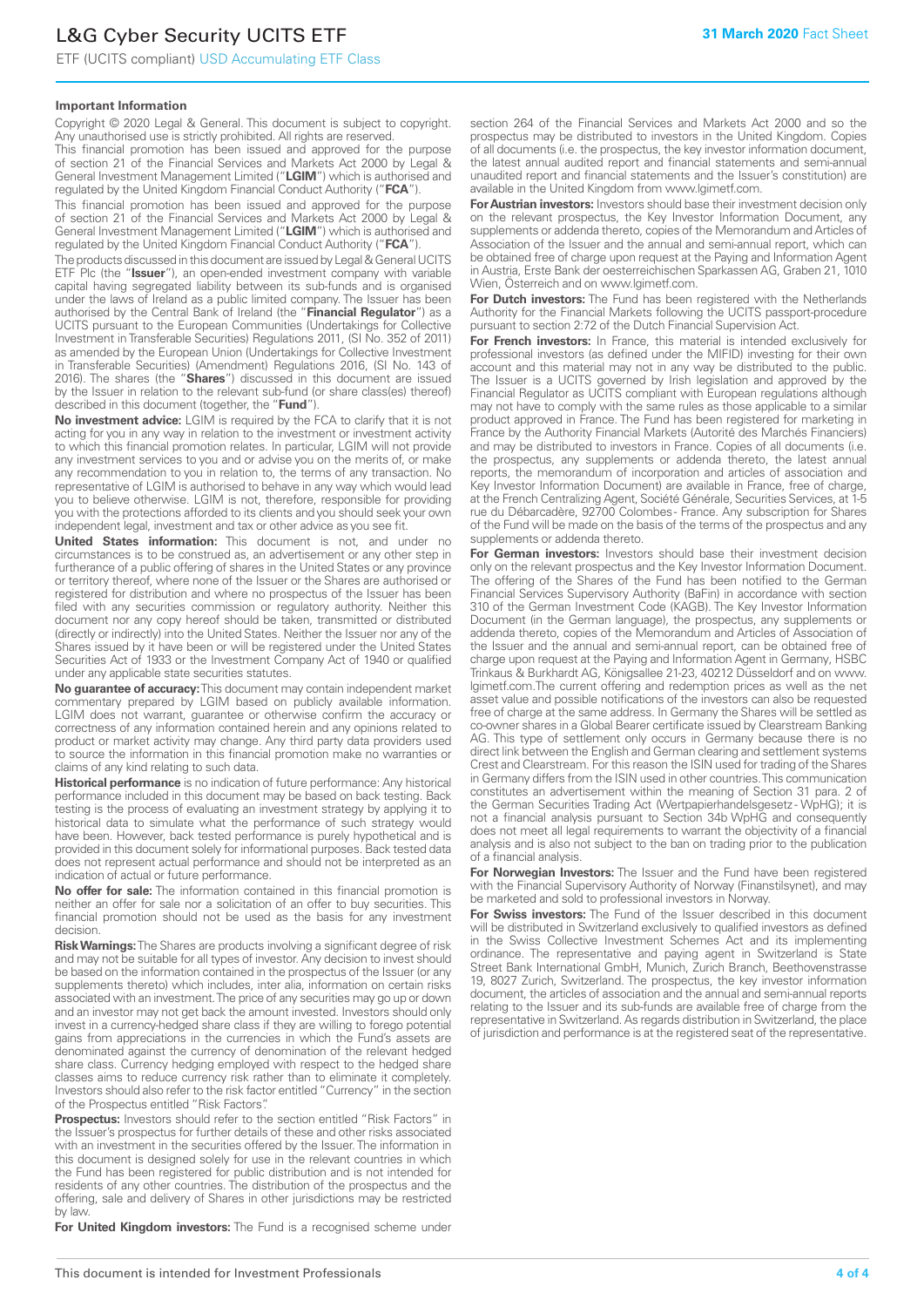### Important Information

Copyright © 2020 Legal & General. This document is subject to copyright. Any unauthorised use is strictly prohibited. All rights are reserved.

This financial promotion has been issued and approved for the purpose of section 21 of the Financial Services and Markets Act 2000 by Legal & General Investment Management Limited ("**LGIM**") which is authorised and regulated by the United Kingdom Financial Conduct Authority ("**FCA**").

This financial promotion has been issued and approved for the purpose of section 21 of the Financial Services and Markets Act 2000 by Legal & General Investment Management Limited ("**LGIM**") which is authorised and regulated by the United Kingdom Financial Conduct Authority ("**FCA**").

The products discussed in this document are issued by Legal & General UCITS ETF Plc (the "**Issuer**"), an open-ended investment company with variable capital having segregated liability between its sub-funds and is organised under the laws of Ireland as a public limited company. The Issuer has been authorised by the Central Bank of Ireland (the "**Financial Regulator**") as a UCITS pursuant to the European Communities (Undertakings for Collective Investment in Transferable Securities) Regulations 2011, (SI No. 352 of 2011) as amended by the European Union (Undertakings for Collective Investment in Transferable Securities) (Amendment) Regulations 2016, (SI No. 143 of 2016). The shares (the "**Shares**") discussed in this document are issued by the Issuer in relation to the relevant sub-fund (or share class(es) thereof) described in this document (together, the "**Fund**").

**No investment advice:** LGIM is required by the FCA to clarify that it is not acting for you in any way in relation to the investment or investment activity to which this financial promotion relates. In particular, LGIM will not provide any investment services to you and or advise you on the merits of, or make any recommendation to you in relation to, the terms of any transaction. No representative of LGIM is authorised to behave in any way which would lead you to believe otherwise. LGIM is not, therefore, responsible for providing you with the protections afforded to its clients and you should seek your own independent legal, investment and tax or other advice as you see fit.

**United States information:** This document is not, and under no circumstances is to be construed as, an advertisement or any other step in furtherance of a public offering of shares in the United States or any province or territory thereof, where none of the Issuer or the Shares are authorised or registered for distribution and where no prospectus of the Issuer has been filed with any securities commission or regulatory authority. Neither this document nor any copy hereof should be taken, transmitted or distributed (directly or indirectly) into the United States. Neither the Issuer nor any of the Shares issued by it have been or will be registered under the United States Securities Act of 1933 or the Investment Company Act of 1940 or qualified under any applicable state securities statutes.

**No guarantee of accuracy:** This document may contain independent market commentary prepared by LGIM based on publicly available information. LGIM does not warrant, guarantee or otherwise confirm the accuracy or correctness of any information contained herein and any opinions related to product or market activity may change. Any third party data providers used to source the information in this financial promotion make no warranties or claims of any kind relating to such data.

**Historical performance** is no indication of future performance: Any historical performance included in this document may be based on back testing. Back testing is the process of evaluating an investment strategy by applying it to historical data to simulate what the performance of such strategy would have been. However, back tested performance is purely hypothetical and is provided in this document solely for informational purposes. Back tested data does not represent actual performance and should not be interpreted as an indication of actual or future performance.

**No offer for sale:** The information contained in this financial promotion is neither an offer for sale nor a solicitation of an offer to buy securities. This financial promotion should not be used as the basis for any investment decision.

**Risk Warnings:** The Shares are products involving a significant degree of risk and may not be suitable for all types of investor. Any decision to invest should be based on the information contained in the prospectus of the Issuer (or any supplements thereto) which includes, inter alia, information on certain risks associated with an investment. The price of any securities may go up or down and an investor may not get back the amount invested. Investors should only invest in a currency-hedged share class if they are willing to forego potential gains from appreciations in the currencies in which the Fund's assets are denominated against the currency of denomination of the relevant hedged share class. Currency hedging employed with respect to the hedged share classes aims to reduce currency risk rather than to eliminate it completely. Investors should also refer to the risk factor entitled "Currency" in the section of the Prospectus entitled "Risk Factors".

**Prospectus:** Investors should refer to the section entitled "Risk Factors" in the Issuer's prospectus for further details of these and other risks associated with an investment in the securities offered by the Issuer. The information in this document is designed solely for use in the relevant countries in which the Fund has been registered for public distribution and is not intended for residents of any other countries. The distribution of the prospectus and the offering, sale and delivery of Shares in other jurisdictions may be restricted by law.

**For United Kingdom investors:** The Fund is a recognised scheme under section 264 of the Financial Services and Markets Act 2000 and so the prospectus may be distributed to investors in the United Kingdom. Copies of all documents (i.e. the prospectus, the key investor information document, the latest annual audited report and financial statements and semi-annual unaudited report and financial statements and the Issuer's constitution) are available in the United Kingdom from www.lgimetf.com.

**For Austrian investors:** Investors should base their investment decision only on the relevant prospectus, the Key Investor Information Document, any supplements or addenda thereto, copies of the Memorandum and Articles of Association of the Issuer and the annual and semi-annual report, which can be obtained free of charge upon request at the Paying and Information Agent in Austria, Erste Bank der oesterreichischen Sparkassen AG, Graben 21, 1010 Wien, Österreich and on www.lgimetf.com.

**For Dutch investors:** The Fund has been registered with the Netherlands Authority for the Financial Markets following the UCITS passport-procedure pursuant to section 2:72 of the Dutch Financial Supervision Act.

**For French investors:** In France, this material is intended exclusively for professional investors (as defined under the MIFID) investing for their own account and this material may not in any way be distributed to the public. The Issuer is a UCITS governed by Irish legislation and approved by the Financial Regulator as UCITS compliant with European regulations although may not have to comply with the same rules as those applicable to a similar product approved in France. The Fund has been registered for marketing in France by the Authority Financial Markets (Autorité des Marchés Financiers) and may be distributed to investors in France. Copies of all documents (i.e. the prospectus, any supplements or addenda thereto, the latest annual reports, the memorandum of incorporation and articles of association and Key Investor Information Document) are available in France, free of charge, at the French Centralizing Agent, Société Générale, Securities Services, at 1-5 rue du Débarcadère, 92700 Colombes - France. Any subscription for Shares of the Fund will be made on the basis of the terms of the prospectus and any supplements or addenda thereto.

**For German investors:** Investors should base their investment decision only on the relevant prospectus and the Key Investor Information Document. The offering of the Shares of the Fund has been notified to the German Financial Services Supervisory Authority (BaFin) in accordance with section 310 of the German Investment Code (KAGB). The Key Investor Information Document (in the German language), the prospectus, any supplements or addenda thereto, copies of the Memorandum and Articles of Association of the Issuer and the annual and semi-annual report, can be obtained free of charge upon request at the Paying and Information Agent in Germany, HSBC Trinkaus & Burkhardt AG, Königsallee 21-23, 40212 Düsseldorf and on www.lgimetf.com. The current offering and redemption prices as well as the net asset value and possible notifications of the investors can also be requested free of charge at the same address. In Germany the Shares will be settled as co-owner shares in a Global Bearer certificate issued by Clearstream Banking AG. This type of settlement only occurs in Germany because there is no direct link between the English and German clearing and settlement systems Crest and Clearstream. For this reason the ISIN used for trading of the Shares in Germany differs from the ISIN used in other countries. This communication constitutes an advertisement within the meaning of Section 31 para. 2 of the German Securities Trading Act (Wertpapierhandelsgesetz - WpHG); it is not a financial analysis pursuant to Section 34b WpHG and consequently does not meet all legal requirements to warrant the objectivity of a financial analysis and is also not subject to the ban on trading prior to the publication of a financial analysis.

**For Norwegian Investors:** The Issuer and the Fund have been registered with the Financial Supervisory Authority of Norway (Finanstilsynet), and may be marketed and sold to professional investors in Norway.

**For Swiss investors:** The Fund of the Issuer described in this document will be distributed in Switzerland exclusively to qualified investors as defined in the Swiss Collective Investment Schemes Act and its implementing ordinance. The representative and paying agent in Switzerland is State Street Bank International GmbH, Munich, Zurich Branch, Beethovenstrasse 19, 8027 Zurich, Switzerland. The prospectus, the key investor information document, the articles of association and the annual and semi-annual reports relating to the Issuer and its sub-funds are available free of charge from the representative in Switzerland. As regards distribution in Switzerland, the place of jurisdiction and performance is at the registered seat of the representative.